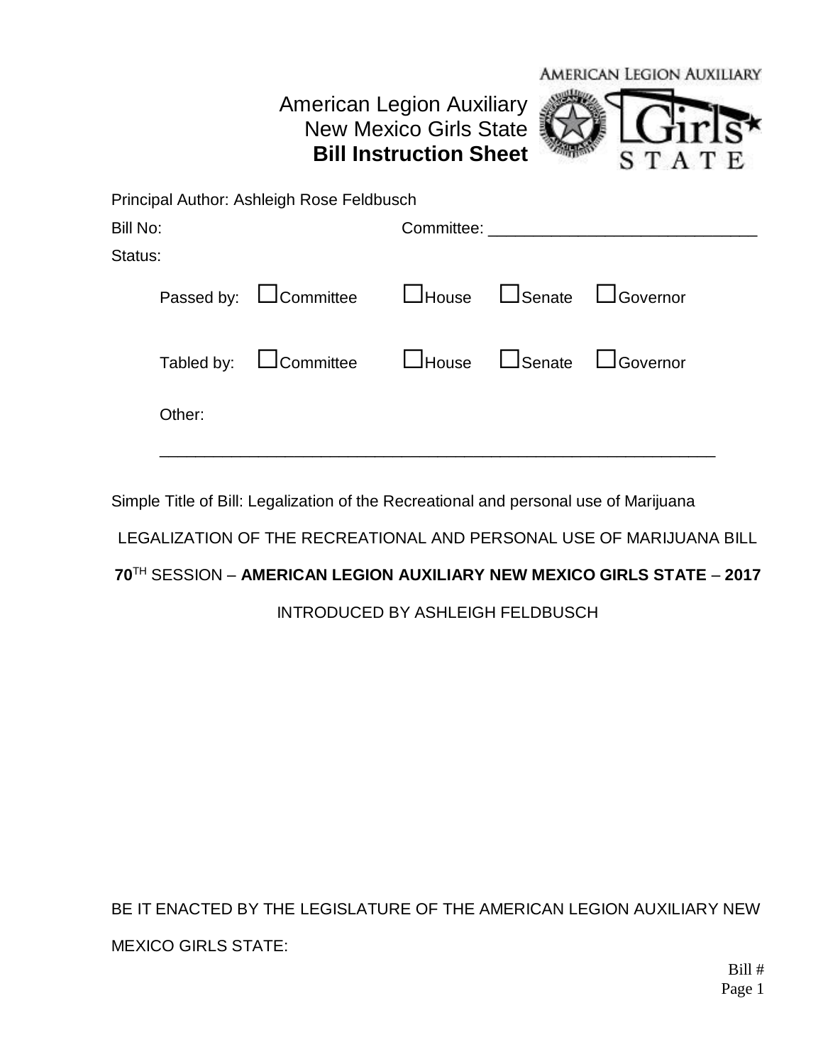AMERICAN LEGION AUXILIARY

# American Legion Auxiliary New Mexico Girls State **Bill Instruction Sheet**

Principal Author: Ashleigh Rose Feldbusch

Bill No: Committee: ______________________________

Status:

Passed by: ☐Committee ☐House ☐Senate ☐Governor

Tabled by: ☐Committee ☐House ☐Senate ☐Governor

Other:

_______________________________________________________________

Simple Title of Bill: Legalization of the Recreational and personal use of Marijuana

LEGALIZATION OF THE RECREATIONAL AND PERSONAL USE OF MARIJUANA BILL

**70**TH SESSION – **AMERICAN LEGION AUXILIARY NEW MEXICO GIRLS STATE** – **2017**

INTRODUCED BY ASHLEIGH FELDBUSCH

BE IT ENACTED BY THE LEGISLATURE OF THE AMERICAN LEGION AUXILIARY NEW MEXICO GIRLS STATE:

Bill #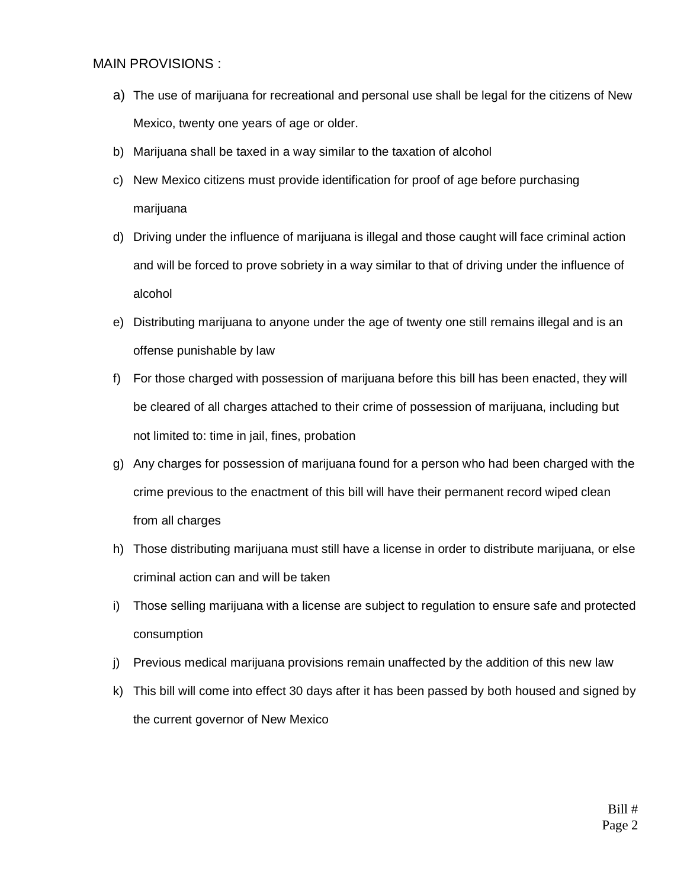MAIN PROVISIONS :

a) The use of marijuana for recreational and personal use shall be legal for the citizens of New Mexico, twenty one years of age or older.
b) Marijuana shall be taxed in a way similar to the taxation of alcohol
c) New Mexico citizens must provide identification for proof of age before purchasing marijuana
d) Driving under the influence of marijuana is illegal and those caught will face criminal action and will be forced to prove sobriety in a way similar to that of driving under the influence of alcohol
e) Distributing marijuana to anyone under the age of twenty one still remains illegal and is an offense punishable by law
f) For those charged with possession of marijuana before this bill has been enacted, they will be cleared of all charges attached to their crime of possession of marijuana, including but not limited to: time in jail, fines, probation
g) Any charges for possession of marijuana found for a person who had been charged with the crime previous to the enactment of this bill will have their permanent record wiped clean from all charges
h) Those distributing marijuana must still have a license in order to distribute marijuana, or else criminal action can and will be taken
i) Those selling marijuana with a license are subject to regulation to ensure safe and protected consumption
j) Previous medical marijuana provisions remain unaffected by the addition of this new law
k) This bill will come into effect 30 days after it has been passed by both housed and signed by the current governor of New Mexico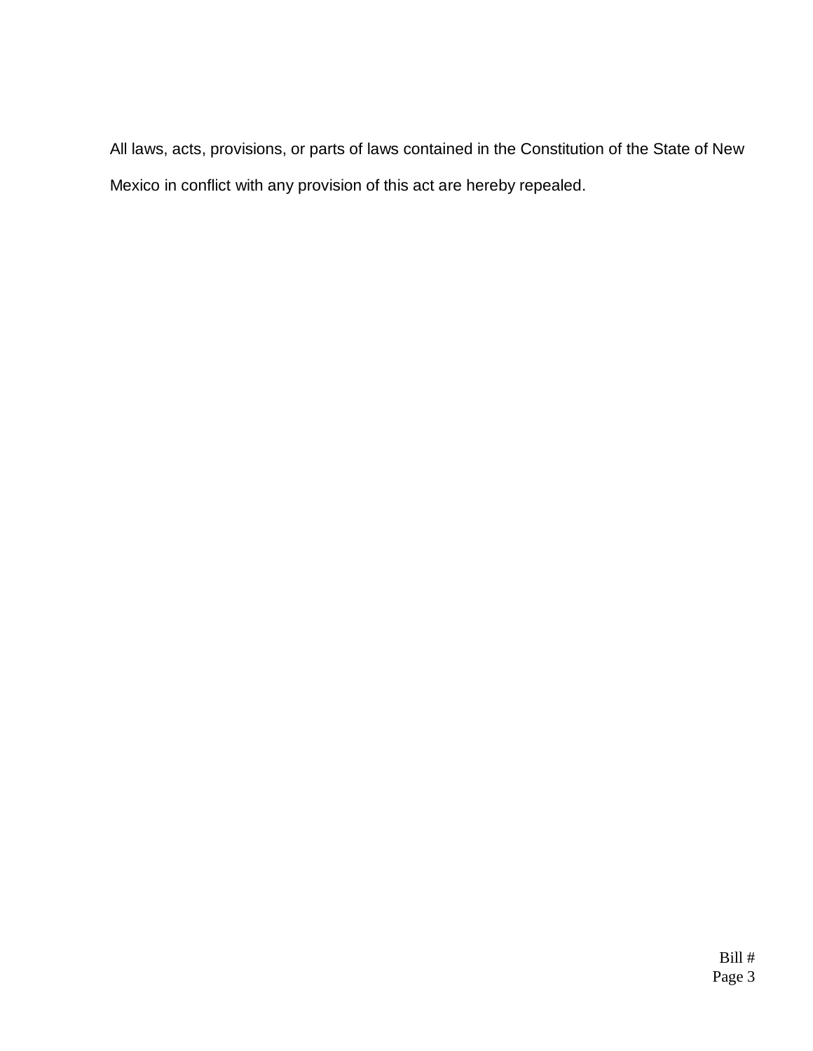All laws, acts, provisions, or parts of laws contained in the Constitution of the State of New Mexico in conflict with any provision of this act are hereby repealed.